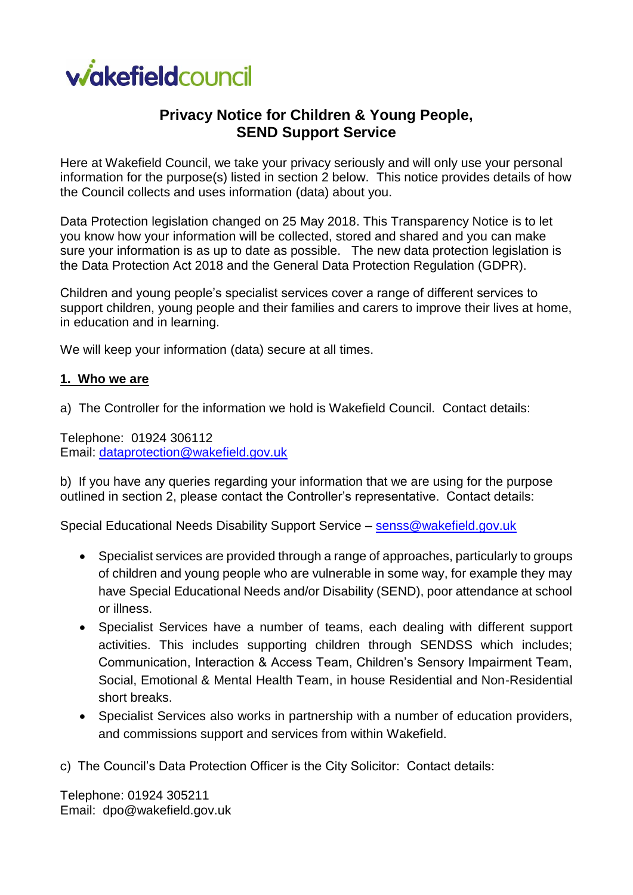wakefieldcouncil

# Privacy Notice for Children & Young People, SEND Support Service

Here at Wakefield Council, we take your privacy seriously and will only use your personal information for the purpose(s) listed in section 2 below. This notice provides details of how the Council collects and uses information (data) about you.

Data Protection legislation changed on 25 May 2018. This Transparency Notice is to let you know how your information will be collected, stored and shared and you can make sure your information is as up to date as possible. The new data protection legislation is the Data Protection Act 2018 and the General Data Protection Regulation (GDPR).

Children and young people's specialist services cover a range of different services to support children, young people and their families and carers to improve their lives at home, in education and in learning.

We will keep your information (data) secure at all times.

## 1. Who we are

a) The Controller for the information we hold is Wakefield Council. Contact details:

Telephone: 01924 306112
Email: [dataprotection@wakefield.gov.uk](mailto:dataprotection@wakefield.gov.uk)

b) If you have any queries regarding your information that we are using for the purpose outlined in section 2, please contact the Controller's representative. Contact details:

Special Educational Needs Disability Support Service – [senss@wakefield.gov.uk](mailto:senss@wakefield.gov.uk)

- Specialist services are provided through a range of approaches, particularly to groups of children and young people who are vulnerable in some way, for example they may have Special Educational Needs and/or Disability (SEND), poor attendance at school or illness.
- Specialist Services have a number of teams, each dealing with different support activities. This includes supporting children through SENDSS which includes; Communication, Interaction & Access Team, Children's Sensory Impairment Team, Social, Emotional & Mental Health Team, in house Residential and Non-Residential short breaks.
- Specialist Services also works in partnership with a number of education providers, and commissions support and services from within Wakefield.

c) The Council's Data Protection Officer is the City Solicitor: Contact details:

Telephone: 01924 305211
Email: dpo@wakefield.gov.uk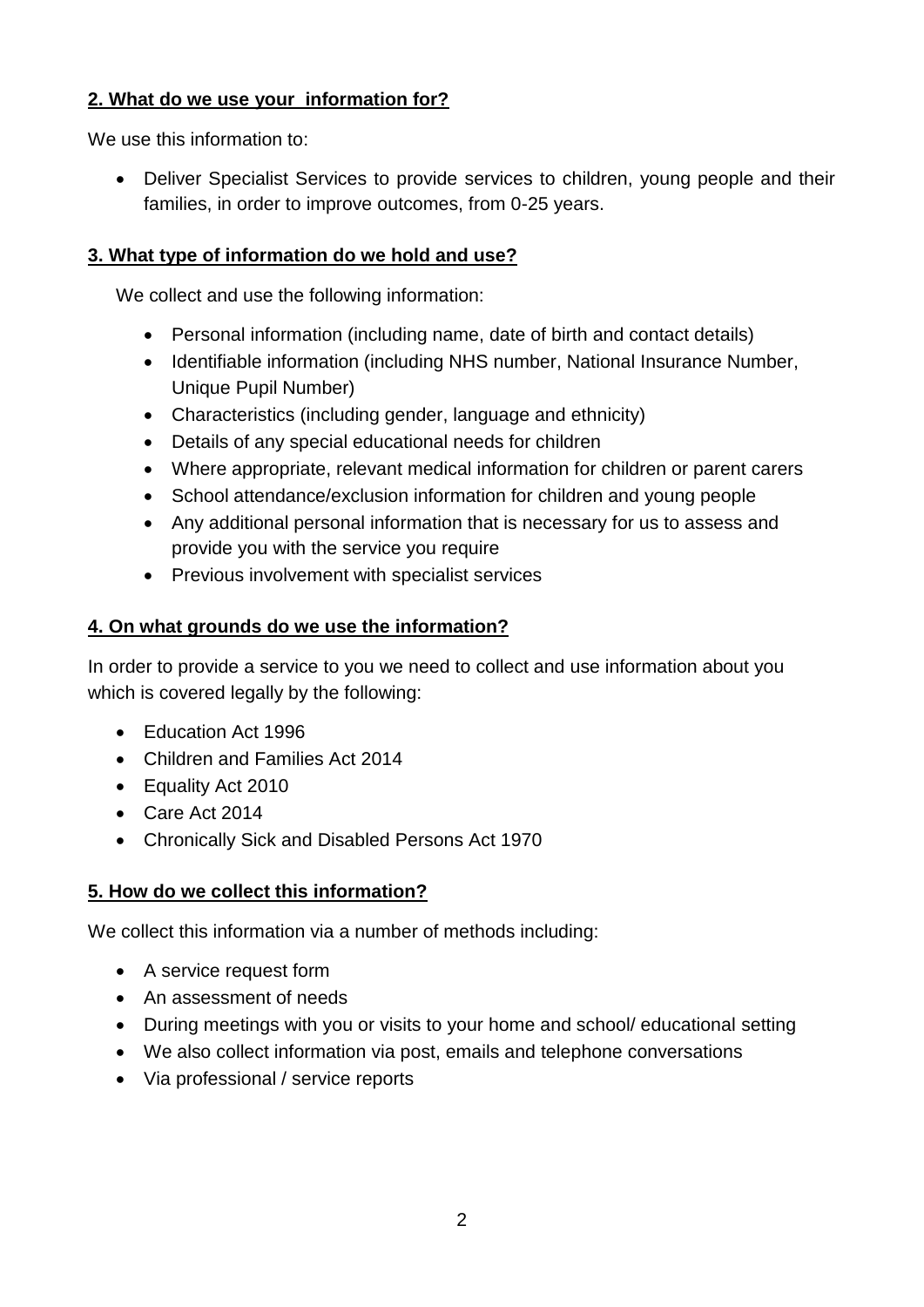## 2. What do we use your information for?

We use this information to:

- Deliver Specialist Services to provide services to children, young people and their families, in order to improve outcomes, from 0-25 years.

## 3. What type of information do we hold and use?

We collect and use the following information:

- Personal information (including name, date of birth and contact details)
- Identifiable information (including NHS number, National Insurance Number, Unique Pupil Number)
- Characteristics (including gender, language and ethnicity)
- Details of any special educational needs for children
- Where appropriate, relevant medical information for children or parent carers
- School attendance/exclusion information for children and young people
- Any additional personal information that is necessary for us to assess and provide you with the service you require
- Previous involvement with specialist services

## 4. On what grounds do we use the information?

In order to provide a service to you we need to collect and use information about you which is covered legally by the following:

- Education Act 1996
- Children and Families Act 2014
- Equality Act 2010
- Care Act 2014
- Chronically Sick and Disabled Persons Act 1970

## 5. How do we collect this information?

We collect this information via a number of methods including:

- A service request form
- An assessment of needs
- During meetings with you or visits to your home and school/ educational setting
- We also collect information via post, emails and telephone conversations
- Via professional / service reports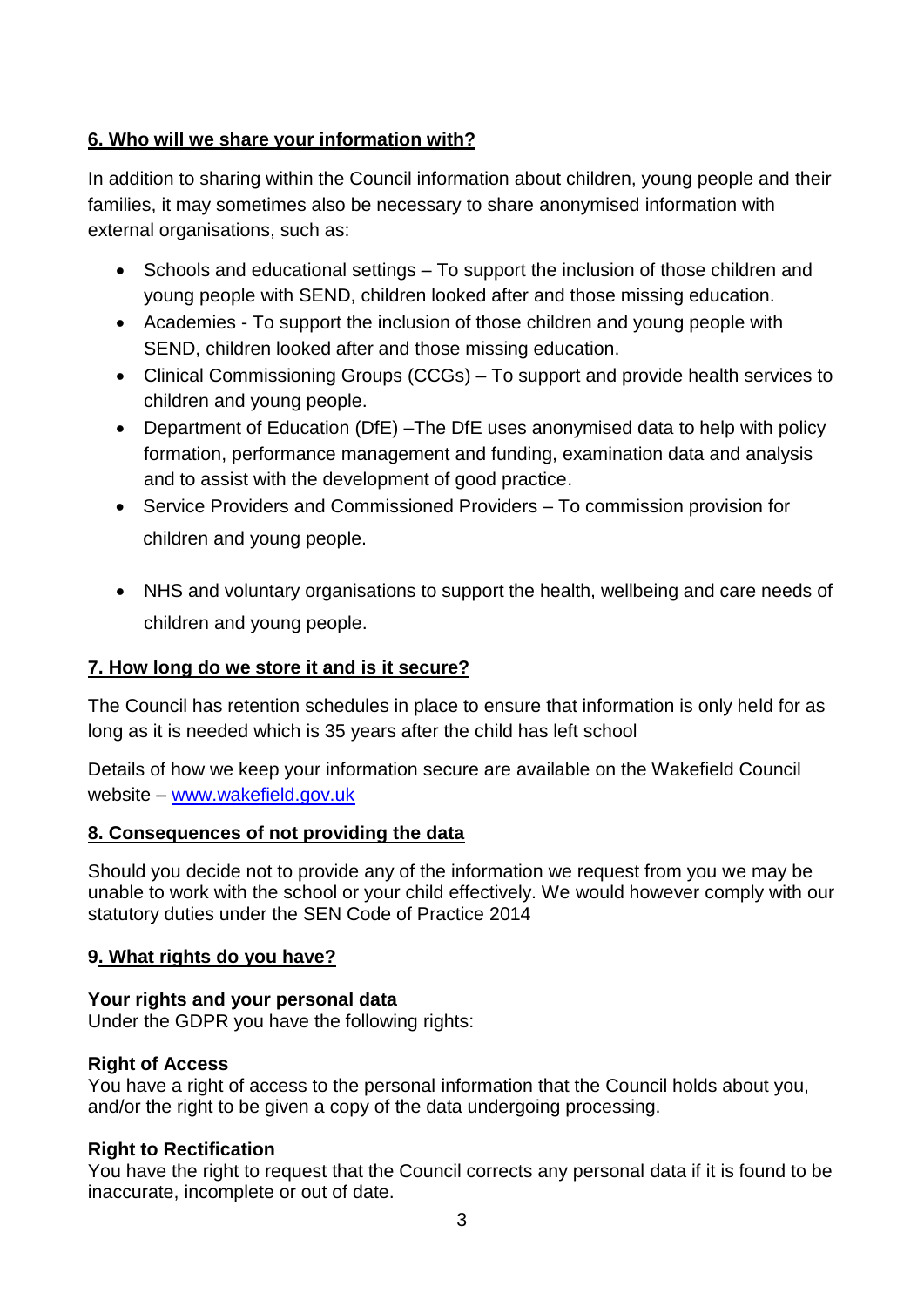## 6. Who will we share your information with?

In addition to sharing within the Council information about children, young people and their families, it may sometimes also be necessary to share anonymised information with external organisations, such as:

- Schools and educational settings – To support the inclusion of those children and young people with SEND, children looked after and those missing education.
- Academies - To support the inclusion of those children and young people with SEND, children looked after and those missing education.
- Clinical Commissioning Groups (CCGs) – To support and provide health services to children and young people.
- Department of Education (DfE) –The DfE uses anonymised data to help with policy formation, performance management and funding, examination data and analysis and to assist with the development of good practice.
- Service Providers and Commissioned Providers – To commission provision for children and young people.
- NHS and voluntary organisations to support the health, wellbeing and care needs of children and young people.

## 7. How long do we store it and is it secure?

The Council has retention schedules in place to ensure that information is only held for as long as it is needed which is 35 years after the child has left school

Details of how we keep your information secure are available on the Wakefield Council website – [www.wakefield.gov.uk](http://www.wakefield.gov.uk)

## 8. Consequences of not providing the data

Should you decide not to provide any of the information we request from you we may be unable to work with the school or your child effectively. We would however comply with our statutory duties under the SEN Code of Practice 2014

## 9. What rights do you have?

**Your rights and your personal data**
Under the GDPR you have the following rights:

**Right of Access**
You have a right of access to the personal information that the Council holds about you, and/or the right to be given a copy of the data undergoing processing.

**Right to Rectification**
You have the right to request that the Council corrects any personal data if it is found to be inaccurate, incomplete or out of date.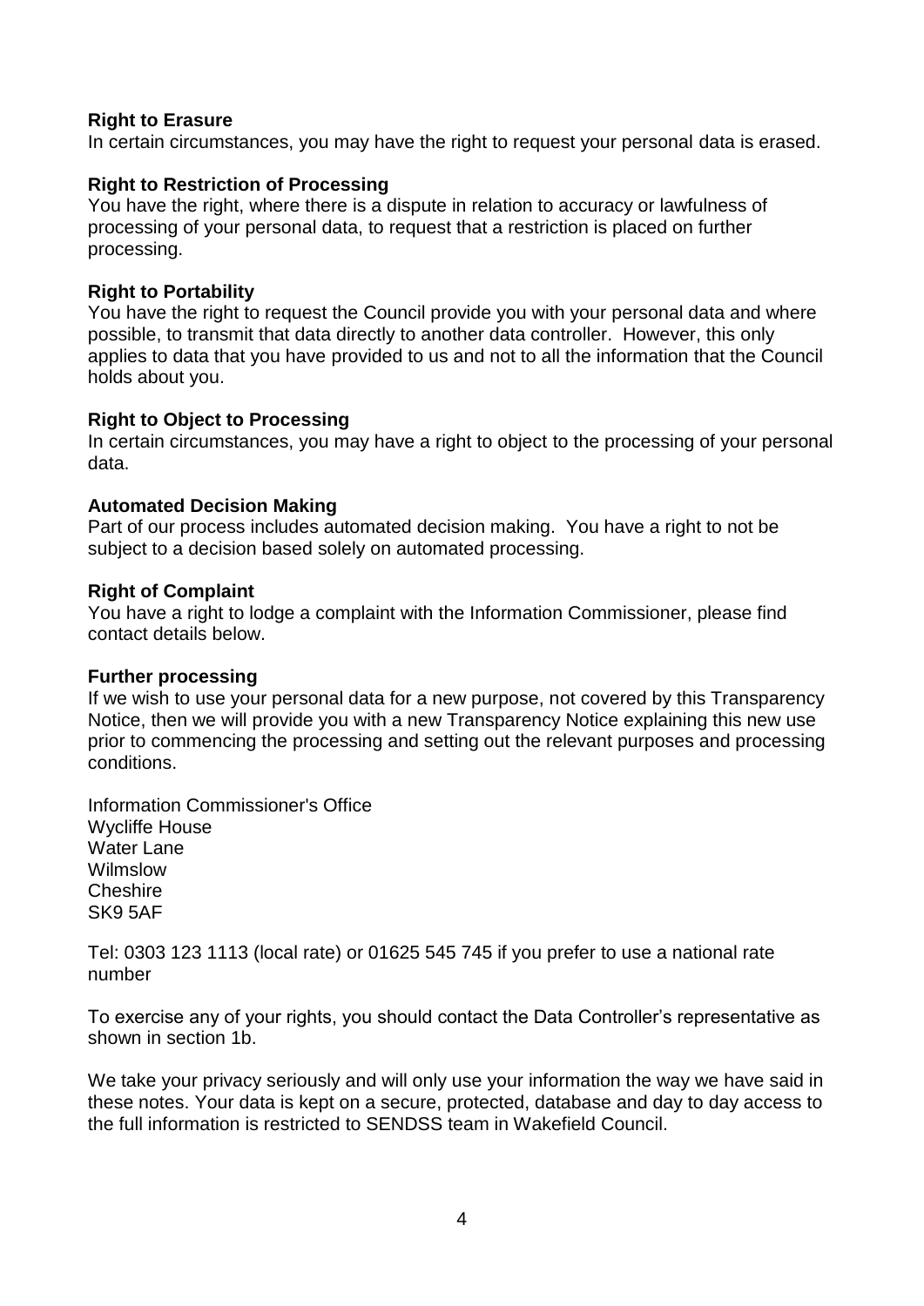**Right to Erasure**
In certain circumstances, you may have the right to request your personal data is erased.

**Right to Restriction of Processing**
You have the right, where there is a dispute in relation to accuracy or lawfulness of processing of your personal data, to request that a restriction is placed on further processing.

**Right to Portability**
You have the right to request the Council provide you with your personal data and where possible, to transmit that data directly to another data controller. However, this only applies to data that you have provided to us and not to all the information that the Council holds about you.

**Right to Object to Processing**
In certain circumstances, you may have a right to object to the processing of your personal data.

**Automated Decision Making**
Part of our process includes automated decision making. You have a right to not be subject to a decision based solely on automated processing.

**Right of Complaint**
You have a right to lodge a complaint with the Information Commissioner, please find contact details below.

**Further processing**
If we wish to use your personal data for a new purpose, not covered by this Transparency Notice, then we will provide you with a new Transparency Notice explaining this new use prior to commencing the processing and setting out the relevant purposes and processing conditions.

Information Commissioner's Office
Wycliffe House
Water Lane
Wilmslow
Cheshire
SK9 5AF

Tel: 0303 123 1113 (local rate) or 01625 545 745 if you prefer to use a national rate number

To exercise any of your rights, you should contact the Data Controller's representative as shown in section 1b.

We take your privacy seriously and will only use your information the way we have said in these notes. Your data is kept on a secure, protected, database and day to day access to the full information is restricted to SENDSS team in Wakefield Council.